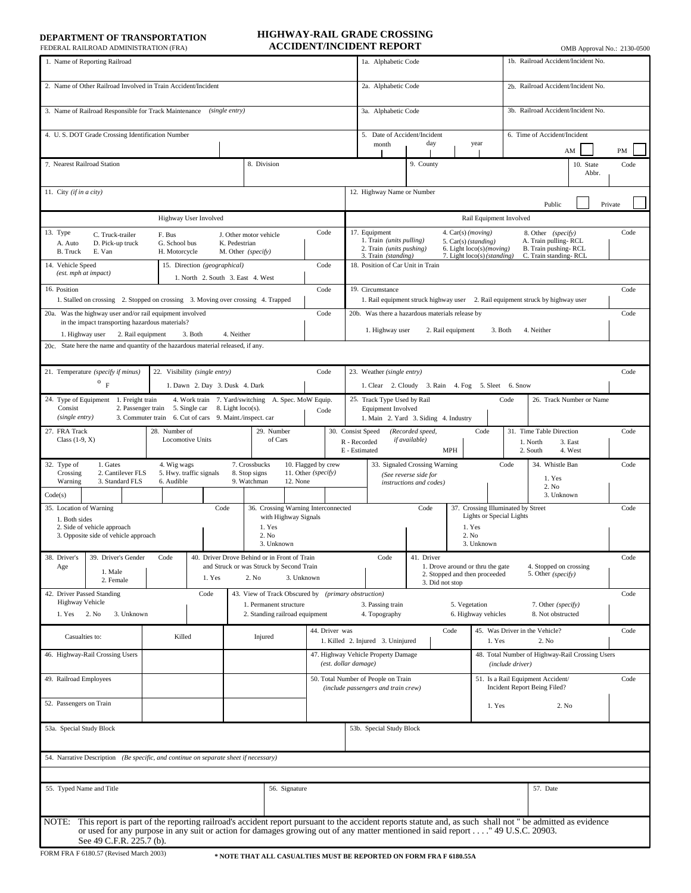**DEPARTMENT OF TRANSPORTATION**
FEDERAL RAILROAD ADMINISTRATION (FRA)

# HIGHWAY-RAIL GRADE CROSSING ACCIDENT/INCIDENT REPORT

OMB Approval No.: 2130-0500

| | | |
|---|---|---|
| 1. Name of Reporting Railroad | 1a. Alphabetic Code | 1b. Railroad Accident/Incident No. |
| 2. Name of Other Railroad Involved in Train Accident/Incident | 2a. Alphabetic Code | 2b. Railroad Accident/Incident No. |
| 3. Name of Railroad Responsible for Track Maintenance *(single entry)* | 3a. Alphabetic Code | 3b. Railroad Accident/Incident No. |
| 4. U. S. DOT Grade Crossing Identification Number | 5. Date of Accident/Incident month day year | 6. Time of Accident/Incident AM ☐ PM ☐ |

| | | | |
|---|---|---|---|
| 7. Nearest Railroad Station | 8. Division | 9. County | 10. State Abbr. Code |
| 11. City *(if in a city)* | | 12. Highway Name or Number Public ☐ Private ☐ | |

## Highway User Involved

13. Type — A. Auto; B. Truck; C. Truck-trailer; D. Pick-up truck; E. Van; F. Bus; G. School bus; H. Motorcycle; J. Other motor vehicle; K. Pedestrian; M. Other *(specify)* — Code

14. Vehicle Speed *(est. mph at impact)*

15. Direction *(geographical)* — 1. North 2. South 3. East 4. West — Code

16. Position — 1. Stalled on crossing 2. Stopped on crossing 3. Moving over crossing 4. Trapped — Code

20a. Was the highway user and/or rail equipment involved in the impact transporting hazardous materials? — 1. Highway user 2. Rail equipment 3. Both 4. Neither — Code

## Rail Equipment Involved

17. Equipment — 1. Train *(units pulling)*; 2. Train *(units pushing)*; 3. Train *(standing)*; 4. Car(s) *(moving)*; 5. Car(s) *(standing)*; 6. Light loco(s)*(moving)*; 7. Light loco(s)*(standing)*; 8. Other *(specify)*; A. Train pulling- RCL; B. Train pushing- RCL; C. Train standing- RCL — Code

18. Position of Car Unit in Train

19. Circumstance — 1. Rail equipment struck highway user 2. Rail equipment struck by highway user — Code

20b. Was there a hazardous materials release by — 1. Highway user 2. Rail equipment 3. Both 4. Neither — Code

20c. State here the name and quantity of the hazardous material released, if any.

21. Temperature *(specify if minus)* — °F

22. Visibility *(single entry)* — 1. Dawn 2. Day 3. Dusk 4. Dark — Code

23. Weather *(single entry)* — 1. Clear 2. Cloudy 3. Rain 4. Fog 5. Sleet 6. Snow — Code

24. Type of Equipment Consist *(single entry)* — 1. Freight train 2. Passenger train 3. Commuter train 4. Work train 5. Single car 6. Cut of cars 7. Yard/switching 8. Light loco(s). 9. Maint./inspect. car A. Spec. MoW Equip. — Code

25. Track Type Used by Rail Equipment Involved — 1. Main 2. Yard 3. Siding 4. Industry — Code

26. Track Number or Name

27. FRA Track Class (1-9, X)

28. Number of Locomotive Units

29. Number of Cars

30. Consist Speed *(Recorded speed, if available)* R - Recorded E - Estimated — MPH — Code

31. Time Table Direction — 1. North 2. South 3. East 4. West — Code

32. Type of Crossing Warning — 1. Gates 2. Cantilever FLS 3. Standard FLS 4. Wig wags 5. Hwy. traffic signals 6. Audible 7. Crossbucks 8. Stop signs 9. Watchman 10. Flagged by crew 11. Other *(specify)* 12. None — Code(s)

33. Signaled Crossing Warning *(See reverse side for instructions and codes)* — Code

34. Whistle Ban — 1. Yes 2. No 3. Unknown — Code

35. Location of Warning — 1. Both sides 2. Side of vehicle approach 3. Opposite side of vehicle approach — Code

36. Crossing Warning Interconnected with Highway Signals — 1. Yes 2. No 3. Unknown — Code

37. Crossing Illuminated by Street Lights or Special Lights — 1. Yes 2. No 3. Unknown — Code

38. Driver's Age

39. Driver's Gender — 1. Male 2. Female — Code

40. Driver Drove Behind or in Front of Train and Struck or was Struck by Second Train — 1. Yes 2. No 3. Unknown — Code

41. Driver — 1. Drove around or thru the gate 2. Stopped and then proceeded 3. Did not stop 4. Stopped on crossing 5. Other *(specify)* — Code

42. Driver Passed Standing Highway Vehicle — 1. Yes 2. No 3. Unknown — Code

43. View of Track Obscured by *(primary obstruction)* — 1. Permanent structure 2. Standing railroad equipment 3. Passing train 4. Topography 5. Vegetation 6. Highway vehicles 7. Other *(specify)* 8. Not obstructed — Code

| Casualties to: | Killed | Injured |
|---|---|---|
| 46. Highway-Rail Crossing Users | | |
| 49. Railroad Employees | | |
| 52. Passengers on Train | | |

44. Driver was — 1. Killed 2. Injured 3. Uninjured — Code

45. Was Driver in the Vehicle? — 1. Yes 2. No — Code

47. Highway Vehicle Property Damage *(est. dollar damage)*

48. Total Number of Highway-Rail Crossing Users *(include driver)*

50. Total Number of People on Train *(include passengers and train crew)*

51. Is a Rail Equipment Accident/ Incident Report Being Filed? — 1. Yes 2. No — Code

53a. Special Study Block

53b. Special Study Block

54. Narrative Description *(Be specific, and continue on separate sheet if necessary)*

55. Typed Name and Title

56. Signature

57. Date

NOTE: This report is part of the reporting railroad's accident report pursuant to the accident reports statute and, as such shall not " be admitted as evidence or used for any purpose in any suit or action for damages growing out of any matter mentioned in said report . . . ." 49 U.S.C. 20903. See 49 C.F.R. 225.7 (b).

FORM FRA F 6180.57 (Revised March 2003)

**\* NOTE THAT ALL CASUALTIES MUST BE REPORTED ON FORM FRA F 6180.55A**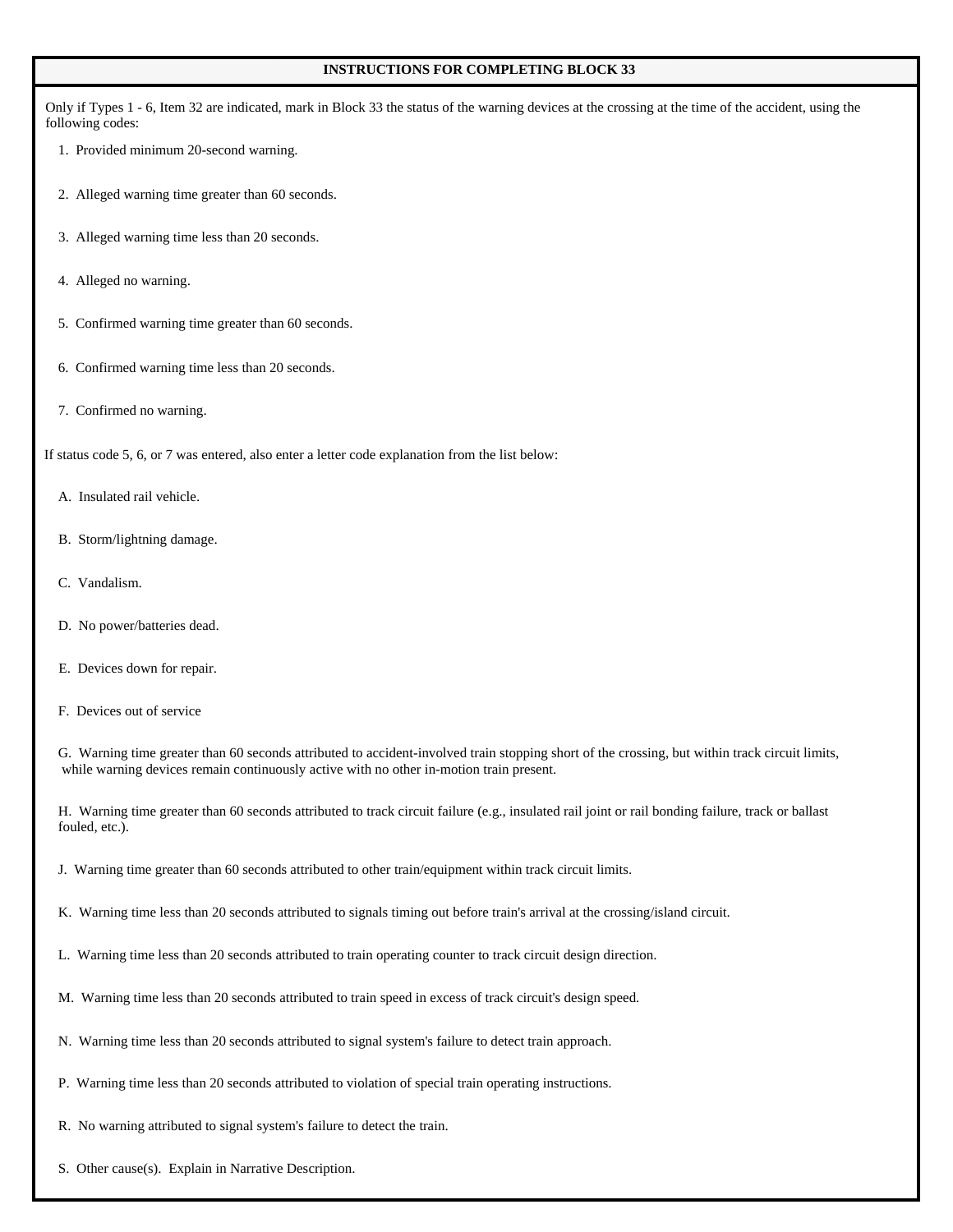## INSTRUCTIONS FOR COMPLETING BLOCK 33

Only if Types 1 - 6, Item 32 are indicated, mark in Block 33 the status of the warning devices at the crossing at the time of the accident, using the following codes:

1. Provided minimum 20-second warning.
2. Alleged warning time greater than 60 seconds.
3. Alleged warning time less than 20 seconds.
4. Alleged no warning.
5. Confirmed warning time greater than 60 seconds.
6. Confirmed warning time less than 20 seconds.
7. Confirmed no warning.

If status code 5, 6, or 7 was entered, also enter a letter code explanation from the list below:

A. Insulated rail vehicle.

B. Storm/lightning damage.

C. Vandalism.

D. No power/batteries dead.

E. Devices down for repair.

F. Devices out of service

G. Warning time greater than 60 seconds attributed to accident-involved train stopping short of the crossing, but within track circuit limits, while warning devices remain continuously active with no other in-motion train present.

H. Warning time greater than 60 seconds attributed to track circuit failure (e.g., insulated rail joint or rail bonding failure, track or ballast fouled, etc.).

J. Warning time greater than 60 seconds attributed to other train/equipment within track circuit limits.

K. Warning time less than 20 seconds attributed to signals timing out before train's arrival at the crossing/island circuit.

L. Warning time less than 20 seconds attributed to train operating counter to track circuit design direction.

M. Warning time less than 20 seconds attributed to train speed in excess of track circuit's design speed.

N. Warning time less than 20 seconds attributed to signal system's failure to detect train approach.

P. Warning time less than 20 seconds attributed to violation of special train operating instructions.

R. No warning attributed to signal system's failure to detect the train.

S. Other cause(s). Explain in Narrative Description.